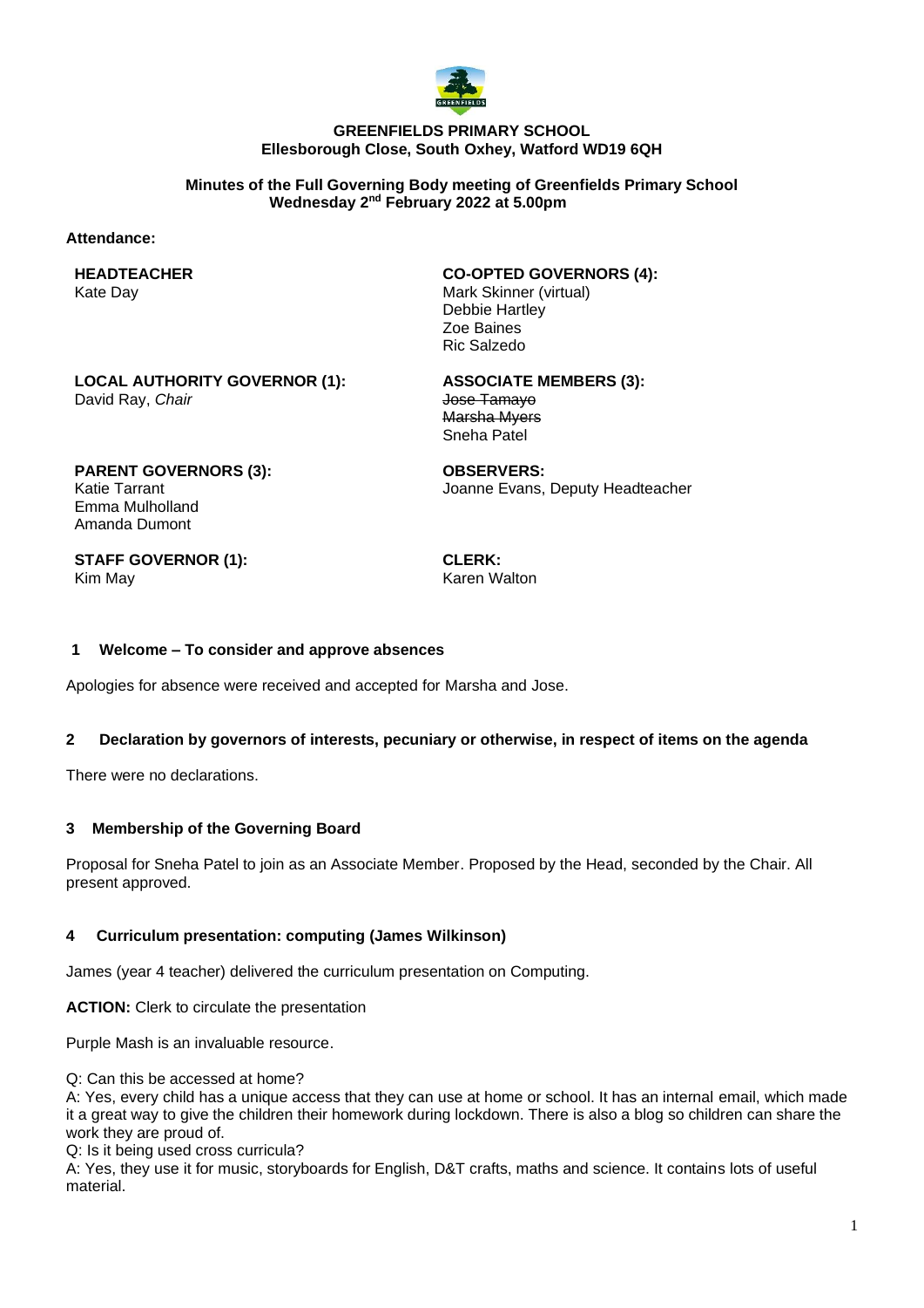**GREENFIELDS PRIMARY SCHOOL**
**Ellesborough Close, South Oxhey, Watford WD19 6QH**

**Minutes of the Full Governing Body meeting of Greenfields Primary School**
**Wednesday 2nd February 2022 at 5.00pm**

**Attendance:**

**HEADTEACHER**
Kate Day

**CO-OPTED GOVERNORS (4):**
Mark Skinner (virtual)
Debbie Hartley
Zoe Baines
Ric Salzedo

**LOCAL AUTHORITY GOVERNOR (1):**
David Ray, *Chair*

**ASSOCIATE MEMBERS (3):**
~~Jose Tamayo~~
~~Marsha Myers~~
Sneha Patel

**PARENT GOVERNORS (3):**
Katie Tarrant
Emma Mulholland
Amanda Dumont

**OBSERVERS:**
Joanne Evans, Deputy Headteacher

**STAFF GOVERNOR (1):**
Kim May

**CLERK:**
Karen Walton

## 1 Welcome – To consider and approve absences

Apologies for absence were received and accepted for Marsha and Jose.

## 2 Declaration by governors of interests, pecuniary or otherwise, in respect of items on the agenda

There were no declarations.

## 3 Membership of the Governing Board

Proposal for Sneha Patel to join as an Associate Member. Proposed by the Head, seconded by the Chair. All present approved.

## 4 Curriculum presentation: computing (James Wilkinson)

James (year 4 teacher) delivered the curriculum presentation on Computing.

**ACTION:** Clerk to circulate the presentation

Purple Mash is an invaluable resource.

Q: Can this be accessed at home?
A: Yes, every child has a unique access that they can use at home or school. It has an internal email, which made it a great way to give the children their homework during lockdown. There is also a blog so children can share the work they are proud of.
Q: Is it being used cross curricula?
A: Yes, they use it for music, storyboards for English, D&T crafts, maths and science. It contains lots of useful material.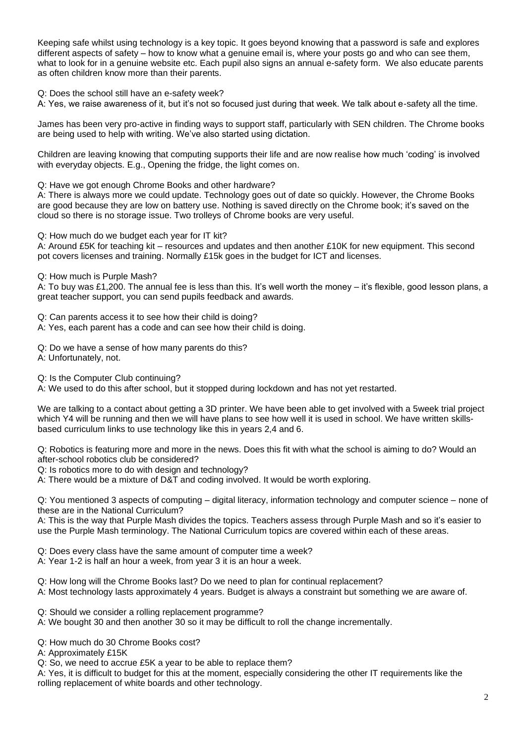Keeping safe whilst using technology is a key topic. It goes beyond knowing that a password is safe and explores different aspects of safety – how to know what a genuine email is, where your posts go and who can see them, what to look for in a genuine website etc. Each pupil also signs an annual e-safety form. We also educate parents as often children know more than their parents.

Q: Does the school still have an e-safety week?
A: Yes, we raise awareness of it, but it's not so focused just during that week. We talk about e-safety all the time.

James has been very pro-active in finding ways to support staff, particularly with SEN children. The Chrome books are being used to help with writing. We've also started using dictation.

Children are leaving knowing that computing supports their life and are now realise how much 'coding' is involved with everyday objects. E.g., Opening the fridge, the light comes on.

Q: Have we got enough Chrome Books and other hardware?
A: There is always more we could update. Technology goes out of date so quickly. However, the Chrome Books are good because they are low on battery use. Nothing is saved directly on the Chrome book; it's saved on the cloud so there is no storage issue. Two trolleys of Chrome books are very useful.

Q: How much do we budget each year for IT kit?
A: Around £5K for teaching kit – resources and updates and then another £10K for new equipment. This second pot covers licenses and training. Normally £15k goes in the budget for ICT and licenses.

Q: How much is Purple Mash?
A: To buy was £1,200. The annual fee is less than this. It's well worth the money – it's flexible, good lesson plans, a great teacher support, you can send pupils feedback and awards.

Q: Can parents access it to see how their child is doing?
A: Yes, each parent has a code and can see how their child is doing.

Q: Do we have a sense of how many parents do this?
A: Unfortunately, not.

Q: Is the Computer Club continuing?
A: We used to do this after school, but it stopped during lockdown and has not yet restarted.

We are talking to a contact about getting a 3D printer. We have been able to get involved with a 5week trial project which Y4 will be running and then we will have plans to see how well it is used in school. We have written skills-based curriculum links to use technology like this in years 2,4 and 6.

Q: Robotics is featuring more and more in the news. Does this fit with what the school is aiming to do? Would an after-school robotics club be considered?
Q: Is robotics more to do with design and technology?
A: There would be a mixture of D&T and coding involved. It would be worth exploring.

Q: You mentioned 3 aspects of computing – digital literacy, information technology and computer science – none of these are in the National Curriculum?
A: This is the way that Purple Mash divides the topics. Teachers assess through Purple Mash and so it's easier to use the Purple Mash terminology. The National Curriculum topics are covered within each of these areas.

Q: Does every class have the same amount of computer time a week?
A: Year 1-2 is half an hour a week, from year 3 it is an hour a week.

Q: How long will the Chrome Books last? Do we need to plan for continual replacement?
A: Most technology lasts approximately 4 years. Budget is always a constraint but something we are aware of.

Q: Should we consider a rolling replacement programme?
A: We bought 30 and then another 30 so it may be difficult to roll the change incrementally.

Q: How much do 30 Chrome Books cost?
A: Approximately £15K
Q: So, we need to accrue £5K a year to be able to replace them?
A: Yes, it is difficult to budget for this at the moment, especially considering the other IT requirements like the rolling replacement of white boards and other technology.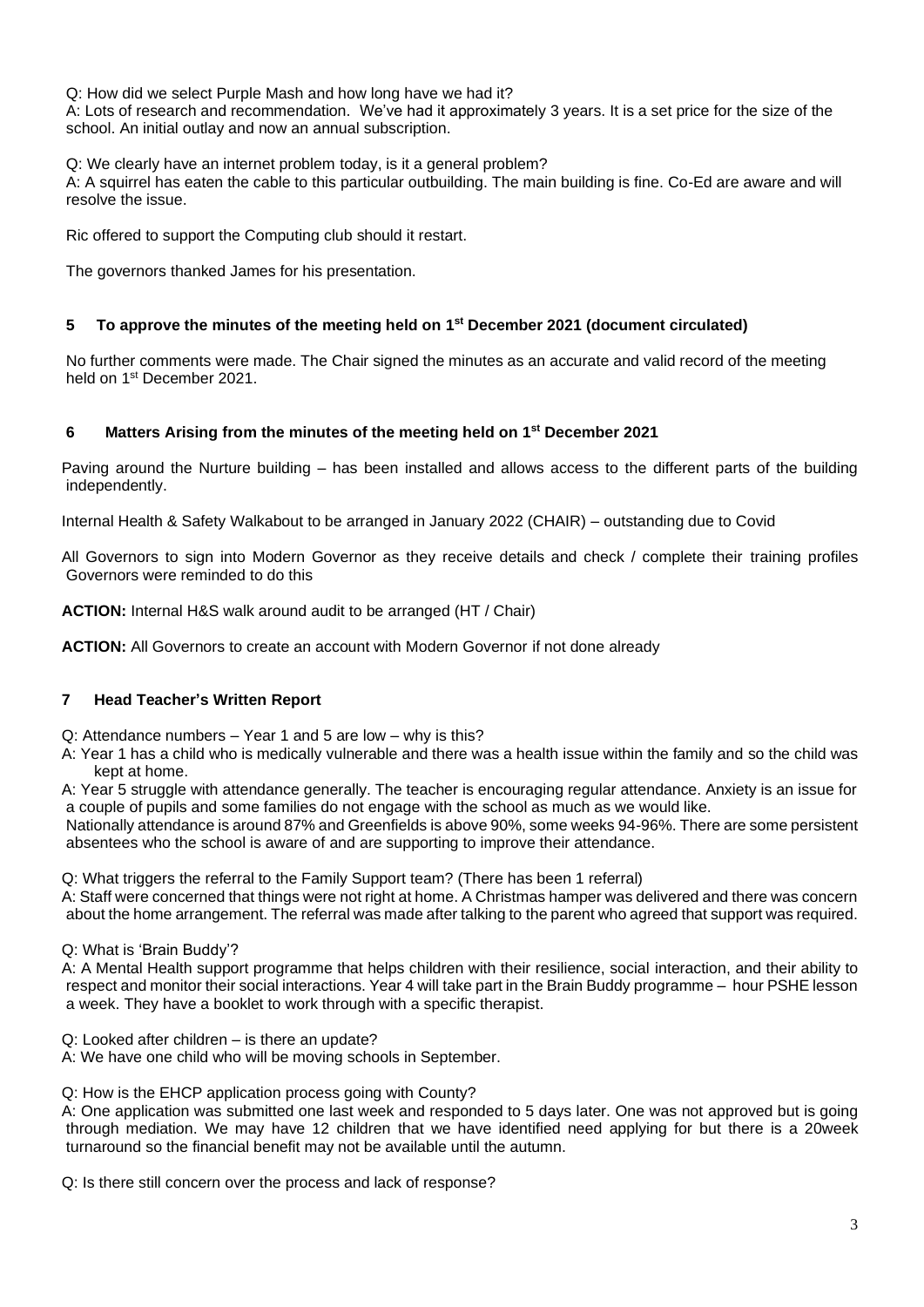Q: How did we select Purple Mash and how long have we had it?
A: Lots of research and recommendation. We've had it approximately 3 years. It is a set price for the size of the school. An initial outlay and now an annual subscription.

Q: We clearly have an internet problem today, is it a general problem?
A: A squirrel has eaten the cable to this particular outbuilding. The main building is fine. Co-Ed are aware and will resolve the issue.

Ric offered to support the Computing club should it restart.

The governors thanked James for his presentation.

## 5 To approve the minutes of the meeting held on 1st December 2021 (document circulated)

No further comments were made. The Chair signed the minutes as an accurate and valid record of the meeting held on 1st December 2021.

## 6 Matters Arising from the minutes of the meeting held on 1st December 2021

Paving around the Nurture building – has been installed and allows access to the different parts of the building independently.

Internal Health & Safety Walkabout to be arranged in January 2022 (CHAIR) – outstanding due to Covid

All Governors to sign into Modern Governor as they receive details and check / complete their training profiles Governors were reminded to do this

**ACTION:** Internal H&S walk around audit to be arranged (HT / Chair)

**ACTION:** All Governors to create an account with Modern Governor if not done already

## 7 Head Teacher's Written Report

Q: Attendance numbers – Year 1 and 5 are low – why is this?
A: Year 1 has a child who is medically vulnerable and there was a health issue within the family and so the child was kept at home.
A: Year 5 struggle with attendance generally. The teacher is encouraging regular attendance. Anxiety is an issue for a couple of pupils and some families do not engage with the school as much as we would like.
Nationally attendance is around 87% and Greenfields is above 90%, some weeks 94-96%. There are some persistent absentees who the school is aware of and are supporting to improve their attendance.

Q: What triggers the referral to the Family Support team? (There has been 1 referral)
A: Staff were concerned that things were not right at home. A Christmas hamper was delivered and there was concern about the home arrangement. The referral was made after talking to the parent who agreed that support was required.

Q: What is 'Brain Buddy'?
A: A Mental Health support programme that helps children with their resilience, social interaction, and their ability to respect and monitor their social interactions. Year 4 will take part in the Brain Buddy programme – hour PSHE lesson a week. They have a booklet to work through with a specific therapist.

Q: Looked after children – is there an update?
A: We have one child who will be moving schools in September.

Q: How is the EHCP application process going with County?
A: One application was submitted one last week and responded to 5 days later. One was not approved but is going through mediation. We may have 12 children that we have identified need applying for but there is a 20week turnaround so the financial benefit may not be available until the autumn.

Q: Is there still concern over the process and lack of response?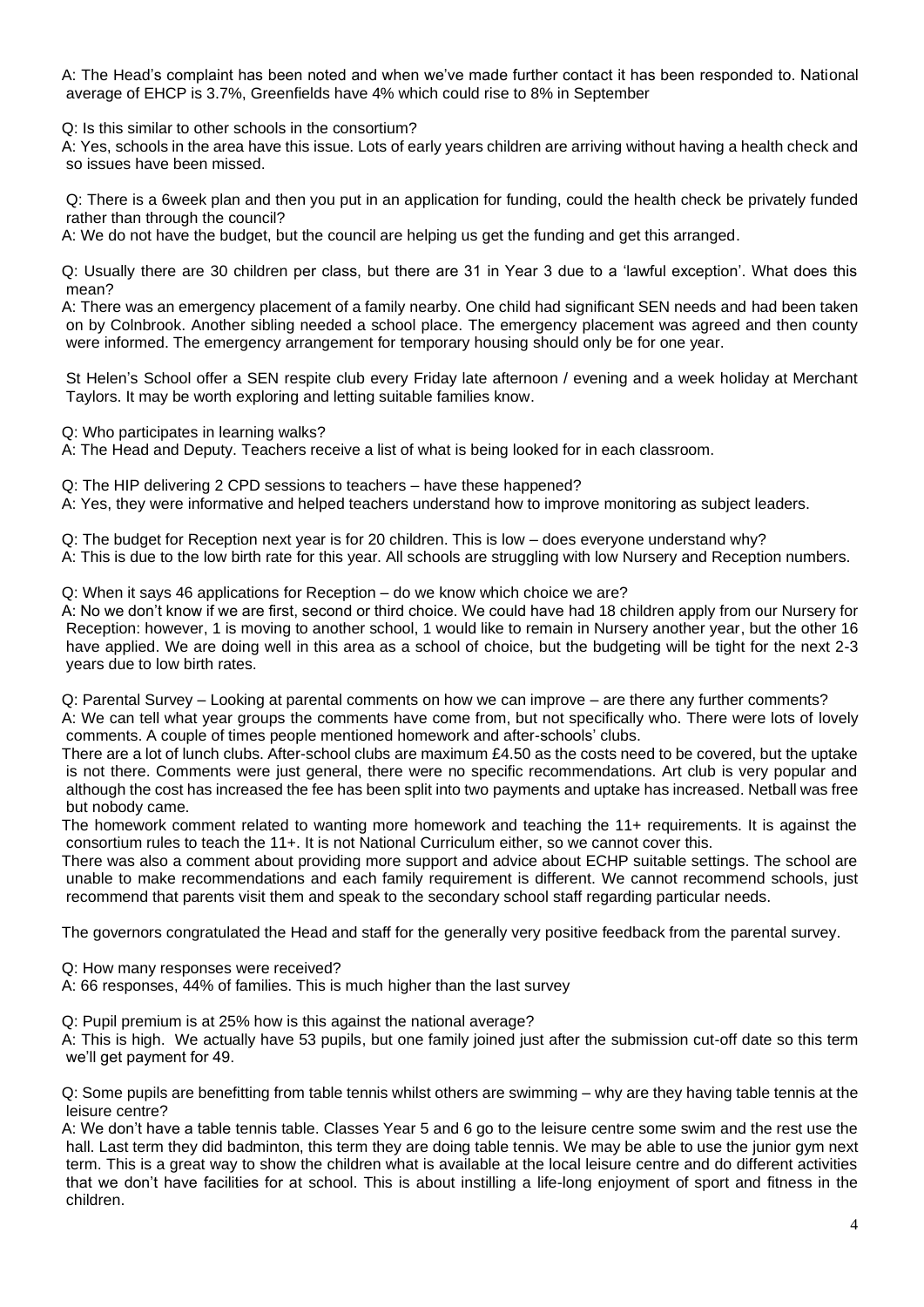A: The Head's complaint has been noted and when we've made further contact it has been responded to. National average of EHCP is 3.7%, Greenfields have 4% which could rise to 8% in September

Q: Is this similar to other schools in the consortium?
A: Yes, schools in the area have this issue. Lots of early years children are arriving without having a health check and so issues have been missed.

Q: There is a 6week plan and then you put in an application for funding, could the health check be privately funded rather than through the council?
A: We do not have the budget, but the council are helping us get the funding and get this arranged.

Q: Usually there are 30 children per class, but there are 31 in Year 3 due to a 'lawful exception'. What does this mean?
A: There was an emergency placement of a family nearby. One child had significant SEN needs and had been taken on by Colnbrook. Another sibling needed a school place. The emergency placement was agreed and then county were informed. The emergency arrangement for temporary housing should only be for one year.

St Helen's School offer a SEN respite club every Friday late afternoon / evening and a week holiday at Merchant Taylors. It may be worth exploring and letting suitable families know.

Q: Who participates in learning walks?
A: The Head and Deputy. Teachers receive a list of what is being looked for in each classroom.

Q: The HIP delivering 2 CPD sessions to teachers – have these happened?
A: Yes, they were informative and helped teachers understand how to improve monitoring as subject leaders.

Q: The budget for Reception next year is for 20 children. This is low – does everyone understand why?
A: This is due to the low birth rate for this year. All schools are struggling with low Nursery and Reception numbers.

Q: When it says 46 applications for Reception – do we know which choice we are?
A: No we don't know if we are first, second or third choice. We could have had 18 children apply from our Nursery for Reception: however, 1 is moving to another school, 1 would like to remain in Nursery another year, but the other 16 have applied. We are doing well in this area as a school of choice, but the budgeting will be tight for the next 2-3 years due to low birth rates.

Q: Parental Survey – Looking at parental comments on how we can improve – are there any further comments?
A: We can tell what year groups the comments have come from, but not specifically who. There were lots of lovely comments. A couple of times people mentioned homework and after-schools' clubs.
There are a lot of lunch clubs. After-school clubs are maximum £4.50 as the costs need to be covered, but the uptake is not there. Comments were just general, there were no specific recommendations. Art club is very popular and although the cost has increased the fee has been split into two payments and uptake has increased. Netball was free but nobody came.
The homework comment related to wanting more homework and teaching the 11+ requirements. It is against the consortium rules to teach the 11+. It is not National Curriculum either, so we cannot cover this.
There was also a comment about providing more support and advice about ECHP suitable settings. The school are unable to make recommendations and each family requirement is different. We cannot recommend schools, just recommend that parents visit them and speak to the secondary school staff regarding particular needs.

The governors congratulated the Head and staff for the generally very positive feedback from the parental survey.

Q: How many responses were received?
A: 66 responses, 44% of families. This is much higher than the last survey

Q: Pupil premium is at 25% how is this against the national average?
A: This is high. We actually have 53 pupils, but one family joined just after the submission cut-off date so this term we'll get payment for 49.

Q: Some pupils are benefitting from table tennis whilst others are swimming – why are they having table tennis at the leisure centre?
A: We don't have a table tennis table. Classes Year 5 and 6 go to the leisure centre some swim and the rest use the hall. Last term they did badminton, this term they are doing table tennis. We may be able to use the junior gym next term. This is a great way to show the children what is available at the local leisure centre and do different activities that we don't have facilities for at school. This is about instilling a life-long enjoyment of sport and fitness in the children.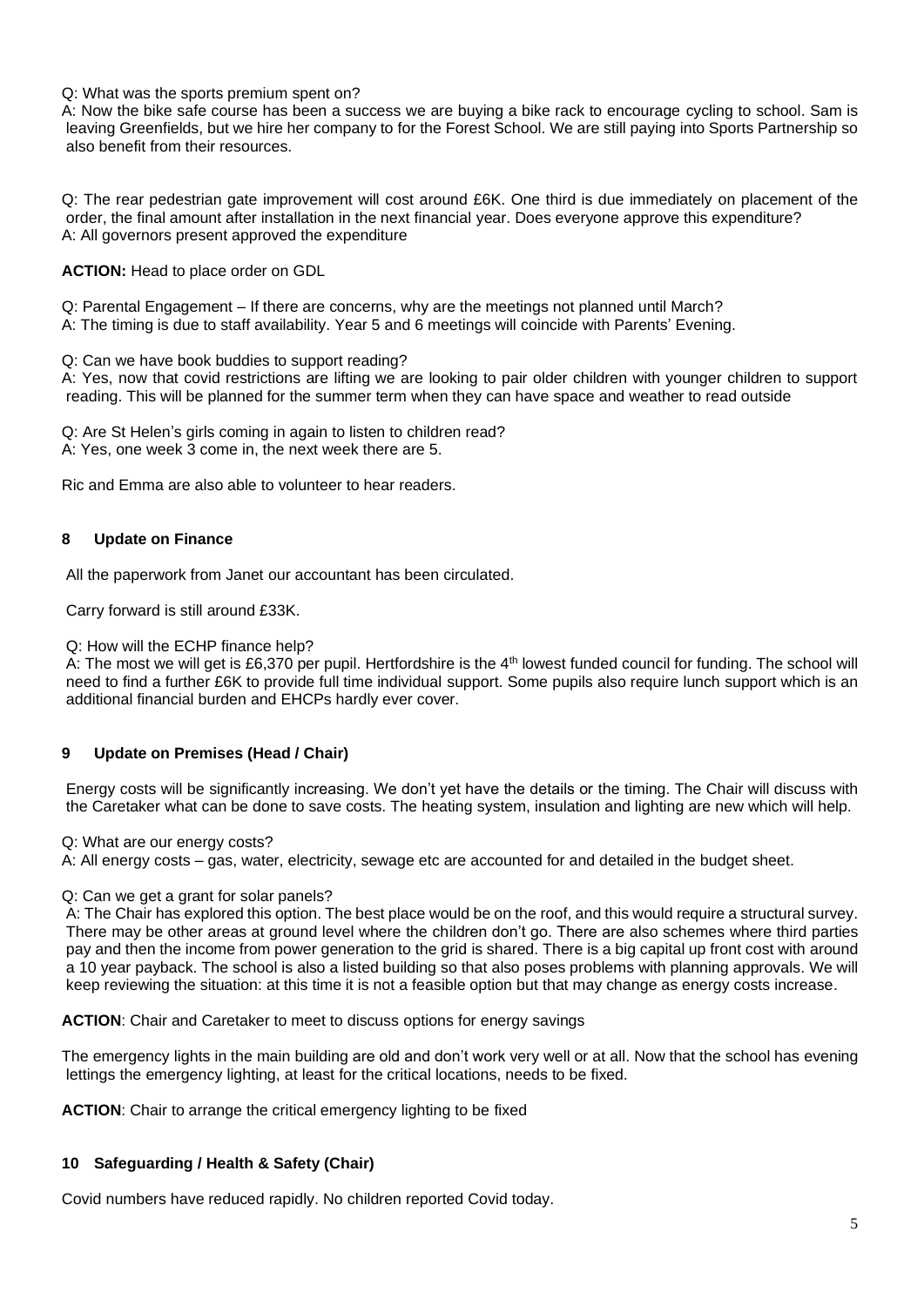Q: What was the sports premium spent on?

A: Now the bike safe course has been a success we are buying a bike rack to encourage cycling to school. Sam is leaving Greenfields, but we hire her company to for the Forest School. We are still paying into Sports Partnership so also benefit from their resources.

Q: The rear pedestrian gate improvement will cost around £6K. One third is due immediately on placement of the order, the final amount after installation in the next financial year. Does everyone approve this expenditure?

A: All governors present approved the expenditure

**ACTION:** Head to place order on GDL

Q: Parental Engagement – If there are concerns, why are the meetings not planned until March?

A: The timing is due to staff availability. Year 5 and 6 meetings will coincide with Parents' Evening.

Q: Can we have book buddies to support reading?

A: Yes, now that covid restrictions are lifting we are looking to pair older children with younger children to support reading. This will be planned for the summer term when they can have space and weather to read outside

Q: Are St Helen's girls coming in again to listen to children read?

A: Yes, one week 3 come in, the next week there are 5.

Ric and Emma are also able to volunteer to hear readers.

## 8 Update on Finance

All the paperwork from Janet our accountant has been circulated.

Carry forward is still around £33K.

Q: How will the ECHP finance help?

A: The most we will get is £6,370 per pupil. Hertfordshire is the 4th lowest funded council for funding. The school will need to find a further £6K to provide full time individual support. Some pupils also require lunch support which is an additional financial burden and EHCPs hardly ever cover.

## 9 Update on Premises (Head / Chair)

Energy costs will be significantly increasing. We don't yet have the details or the timing. The Chair will discuss with the Caretaker what can be done to save costs. The heating system, insulation and lighting are new which will help.

Q: What are our energy costs?

A: All energy costs – gas, water, electricity, sewage etc are accounted for and detailed in the budget sheet.

Q: Can we get a grant for solar panels?

A: The Chair has explored this option. The best place would be on the roof, and this would require a structural survey. There may be other areas at ground level where the children don't go. There are also schemes where third parties pay and then the income from power generation to the grid is shared. There is a big capital up front cost with around a 10 year payback. The school is also a listed building so that also poses problems with planning approvals. We will keep reviewing the situation: at this time it is not a feasible option but that may change as energy costs increase.

**ACTION**: Chair and Caretaker to meet to discuss options for energy savings

The emergency lights in the main building are old and don't work very well or at all. Now that the school has evening lettings the emergency lighting, at least for the critical locations, needs to be fixed.

**ACTION**: Chair to arrange the critical emergency lighting to be fixed

## 10 Safeguarding / Health & Safety (Chair)

Covid numbers have reduced rapidly. No children reported Covid today.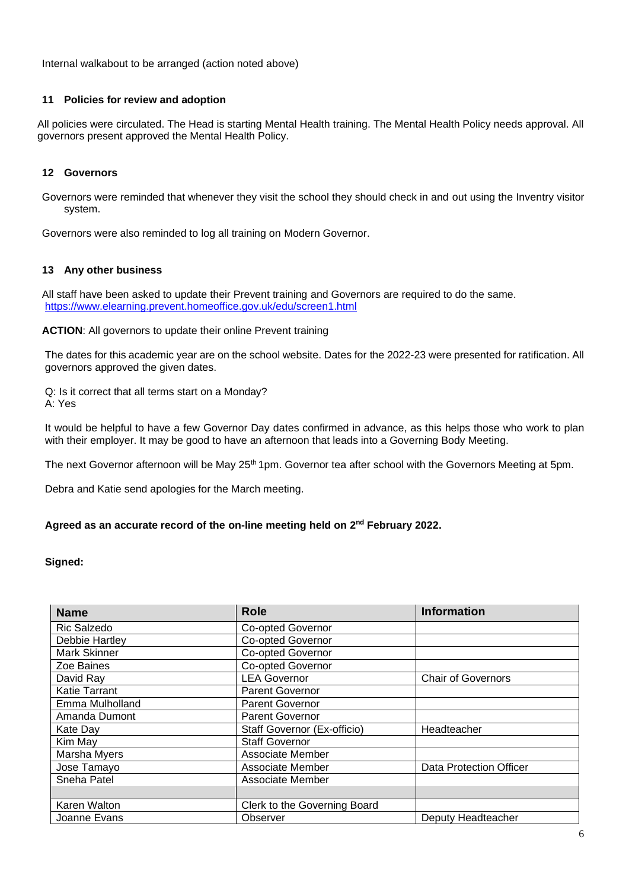Internal walkabout to be arranged (action noted above)

### 11 Policies for review and adoption

All policies were circulated. The Head is starting Mental Health training. The Mental Health Policy needs approval. All governors present approved the Mental Health Policy.

### 12 Governors

Governors were reminded that whenever they visit the school they should check in and out using the Inventry visitor system.

Governors were also reminded to log all training on Modern Governor.

### 13 Any other business

All staff have been asked to update their Prevent training and Governors are required to do the same. https://www.elearning.prevent.homeoffice.gov.uk/edu/screen1.html

**ACTION**: All governors to update their online Prevent training

The dates for this academic year are on the school website. Dates for the 2022-23 were presented for ratification. All governors approved the given dates.

Q: Is it correct that all terms start on a Monday?
A: Yes

It would be helpful to have a few Governor Day dates confirmed in advance, as this helps those who work to plan with their employer. It may be good to have an afternoon that leads into a Governing Body Meeting.

The next Governor afternoon will be May 25th 1pm. Governor tea after school with the Governors Meeting at 5pm.

Debra and Katie send apologies for the March meeting.

**Agreed as an accurate record of the on-line meeting held on 2nd February 2022.**

**Signed:**

| Name | Role | Information |
|---|---|---|
| Ric Salzedo | Co-opted Governor | |
| Debbie Hartley | Co-opted Governor | |
| Mark Skinner | Co-opted Governor | |
| Zoe Baines | Co-opted Governor | |
| David Ray | LEA Governor | Chair of Governors |
| Katie Tarrant | Parent Governor | |
| Emma Mulholland | Parent Governor | |
| Amanda Dumont | Parent Governor | |
| Kate Day | Staff Governor (Ex-officio) | Headteacher |
| Kim May | Staff Governor | |
| Marsha Myers | Associate Member | |
| Jose Tamayo | Associate Member | Data Protection Officer |
| Sneha Patel | Associate Member | |
| | | |
| Karen Walton | Clerk to the Governing Board | |
| Joanne Evans | Observer | Deputy Headteacher |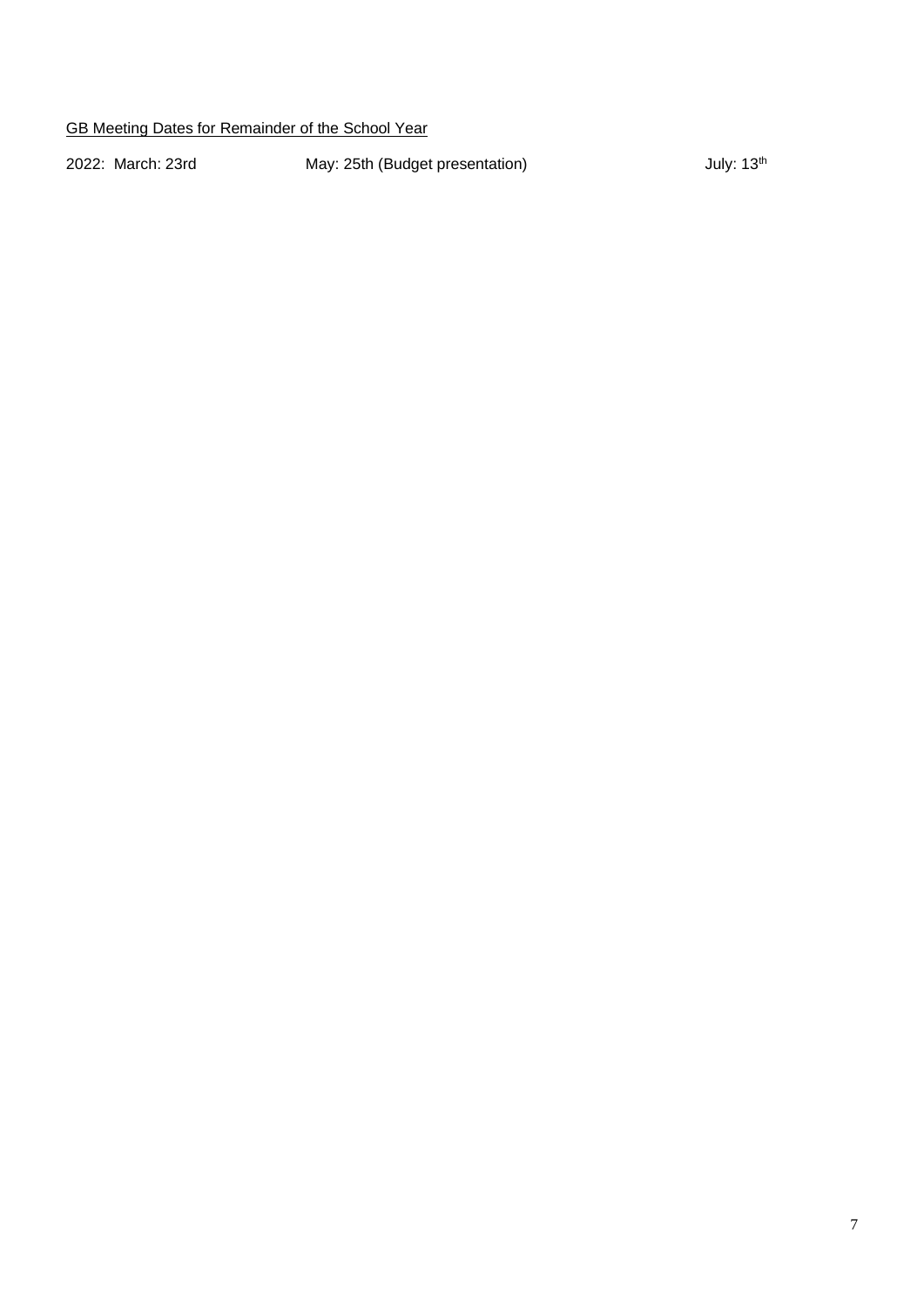<u>GB Meeting Dates for Remainder of the School Year</u>

2022: March: 23rd May: 25th (Budget presentation) July: 13th